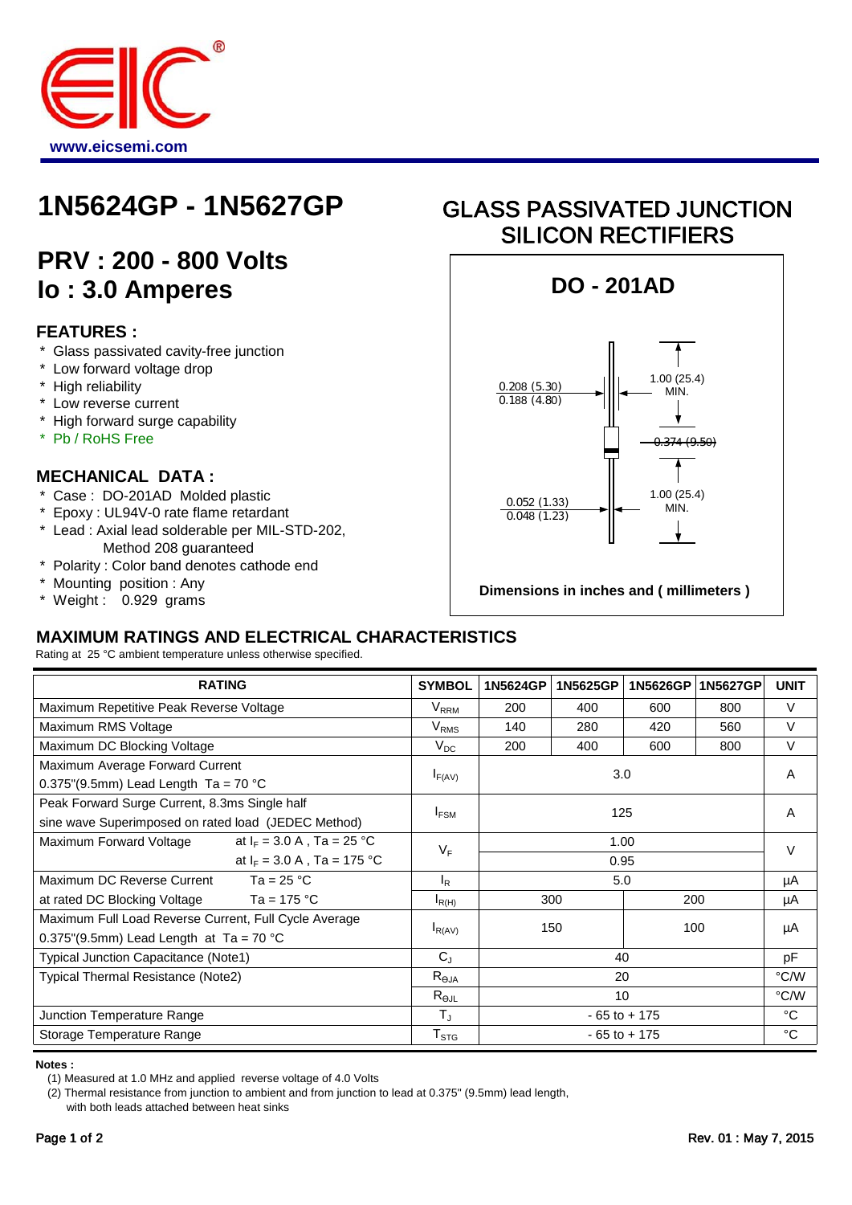www.eicsemi.com

# 1N5624GP - 1N5627GP

## GLASS PASSIVATED JUNCTION SILICON RECTIFIERS

## PRV : 200 - 800 Volts
## Io : 3.0 Amperes

### FEATURES :

* Glass passivated cavity-free junction
* Low forward voltage drop
* High reliability
* Low reverse current
* High forward surge capability
* Pb / RoHS Free

### MECHANICAL DATA :

* Case : DO-201AD Molded plastic
* Epoxy : UL94V-0 rate flame retardant
* Lead : Axial lead solderable per MIL-STD-202, Method 208 guaranteed
* Polarity : Color band denotes cathode end
* Mounting position : Any
* Weight : 0.929 grams

**DO - 201AD**

0.208 (5.30)
0.188 (4.80)
1.00 (25.4) MIN.
0.374 (9.50)
0.052 (1.33)
0.048 (1.23)
1.00 (25.4) MIN.

**Dimensions in inches and ( millimeters )**

### MAXIMUM RATINGS AND ELECTRICAL CHARACTERISTICS

Rating at 25 °C ambient temperature unless otherwise specified.

| RATING | SYMBOL | 1N5624GP | 1N5625GP | 1N5626GP | 1N5627GP | UNIT |
|---|---|---|---|---|---|---|
| Maximum Repetitive Peak Reverse Voltage | $V_{RRM}$ | 200 | 400 | 600 | 800 | V |
| Maximum RMS Voltage | $V_{RMS}$ | 140 | 280 | 420 | 560 | V |
| Maximum DC Blocking Voltage | $V_{DC}$ | 200 | 400 | 600 | 800 | V |
| Maximum Average Forward Current 0.375"(9.5mm) Lead Length Ta = 70 °C | $I_{F(AV)}$ | 3.0 | | | | A |
| Peak Forward Surge Current, 8.3ms Single half sine wave Superimposed on rated load (JEDEC Method) | $I_{FSM}$ | 125 | | | | A |
| Maximum Forward Voltage at $I_F$ = 3.0 A , Ta = 25 °C | $V_F$ | 1.00 | | | | V |
| at $I_F$ = 3.0 A , Ta = 175 °C | $V_F$ | 0.95 | | | | V |
| Maximum DC Reverse Current Ta = 25 °C | $I_R$ | 5.0 | | | | μA |
| at rated DC Blocking Voltage Ta = 175 °C | $I_{R(H)}$ | 300 | | 200 | | μA |
| Maximum Full Load Reverse Current, Full Cycle Average 0.375"(9.5mm) Lead Length at Ta = 70 °C | $I_{R(AV)}$ | 150 | | 100 | | μA |
| Typical Junction Capacitance (Note1) | $C_J$ | 40 | | | | pF |
| Typical Thermal Resistance (Note2) | $R_{\theta JA}$ | 20 | | | | °C/W |
| | $R_{\theta JL}$ | 10 | | | | °C/W |
| Junction Temperature Range | $T_J$ | - 65 to + 175 | | | | °C |
| Storage Temperature Range | $T_{STG}$ | - 65 to + 175 | | | | °C |

**Notes :**

(1) Measured at 1.0 MHz and applied reverse voltage of 4.0 Volts
(2) Thermal resistance from junction to ambient and from junction to lead at 0.375" (9.5mm) lead length, with both leads attached between heat sinks

Rev. 01 : May 7, 2015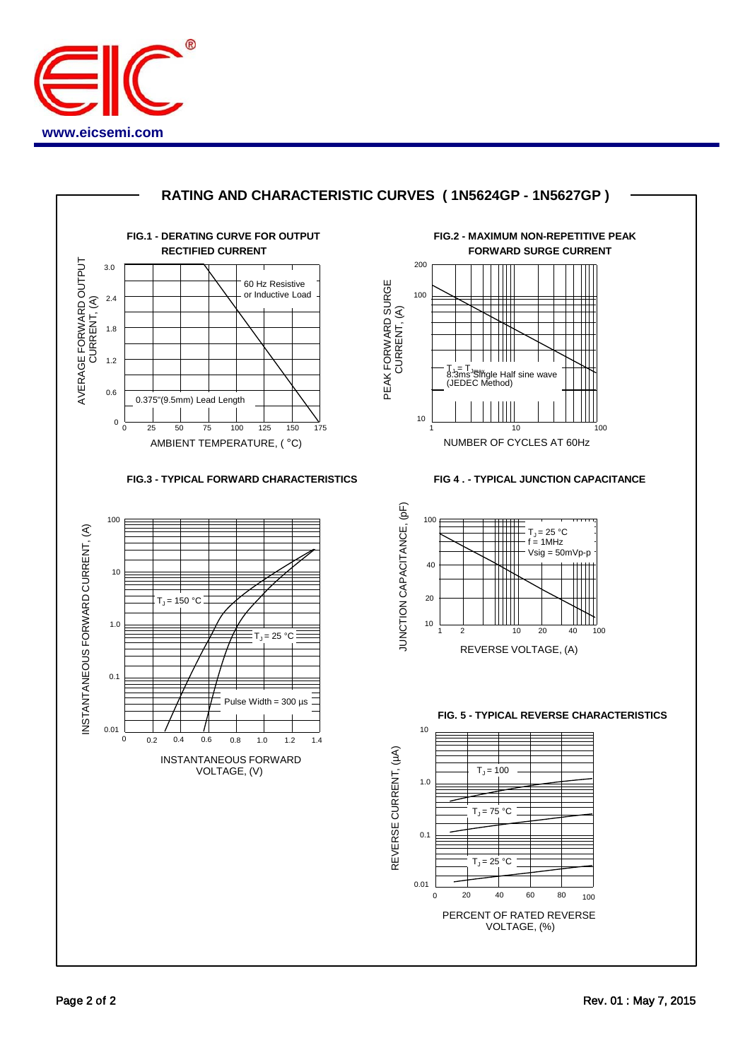www.eicsemi.com

## RATING AND CHARACTERISTIC CURVES ( 1N5624GP - 1N5627GP )

### FIG.1 - DERATING CURVE FOR OUTPUT RECTIFIED CURRENT

AVERAGE FORWARD OUTPUT CURRENT, (A)

3.0
2.4
1.8
1.2
0.6
0

60 Hz Resistive or Inductive Load

0.375"(9.5mm) Lead Length

0 25 50 75 100 125 150 175

AMBIENT TEMPERATURE, ( °C)

### FIG.2 - MAXIMUM NON-REPETITIVE PEAK FORWARD SURGE CURRENT

PEAK FORWARD SURGE CURRENT, (A)

200
100
10

$T_J = T_{Jmax}$
8.3ms Single Half sine wave
(JEDEC Method)

1 10 100

NUMBER OF CYCLES AT 60Hz

### FIG.3 - TYPICAL FORWARD CHARACTERISTICS

INSTANTANEOUS FORWARD CURRENT, (A)

100
10
1.0
0.1
0.01

$T_J$ = 150 °C

$T_J$ = 25 °C

Pulse Width = 300 µs

0 0.2 0.4 0.6 0.8 1.0 1.2 1.4

INSTANTANEOUS FORWARD VOLTAGE, (V)

### FIG 4 . - TYPICAL JUNCTION CAPACITANCE

JUNCTION CAPACITANCE, (pF)

100
40
20
10

$T_J$ = 25 °C
f = 1MHz
Vsig = 50mVp-p

1 2 10 20 40 100

REVERSE VOLTAGE, (A)

### FIG. 5 - TYPICAL REVERSE CHARACTERISTICS

REVERSE CURRENT, (µA)

10
1.0
0.1
0.01

$T_J$ = 100

$T_J$ = 75 °C

$T_J$ = 25 °C

0 20 40 60 80 100

PERCENT OF RATED REVERSE VOLTAGE, (%)

Rev. 01 : May 7, 2015